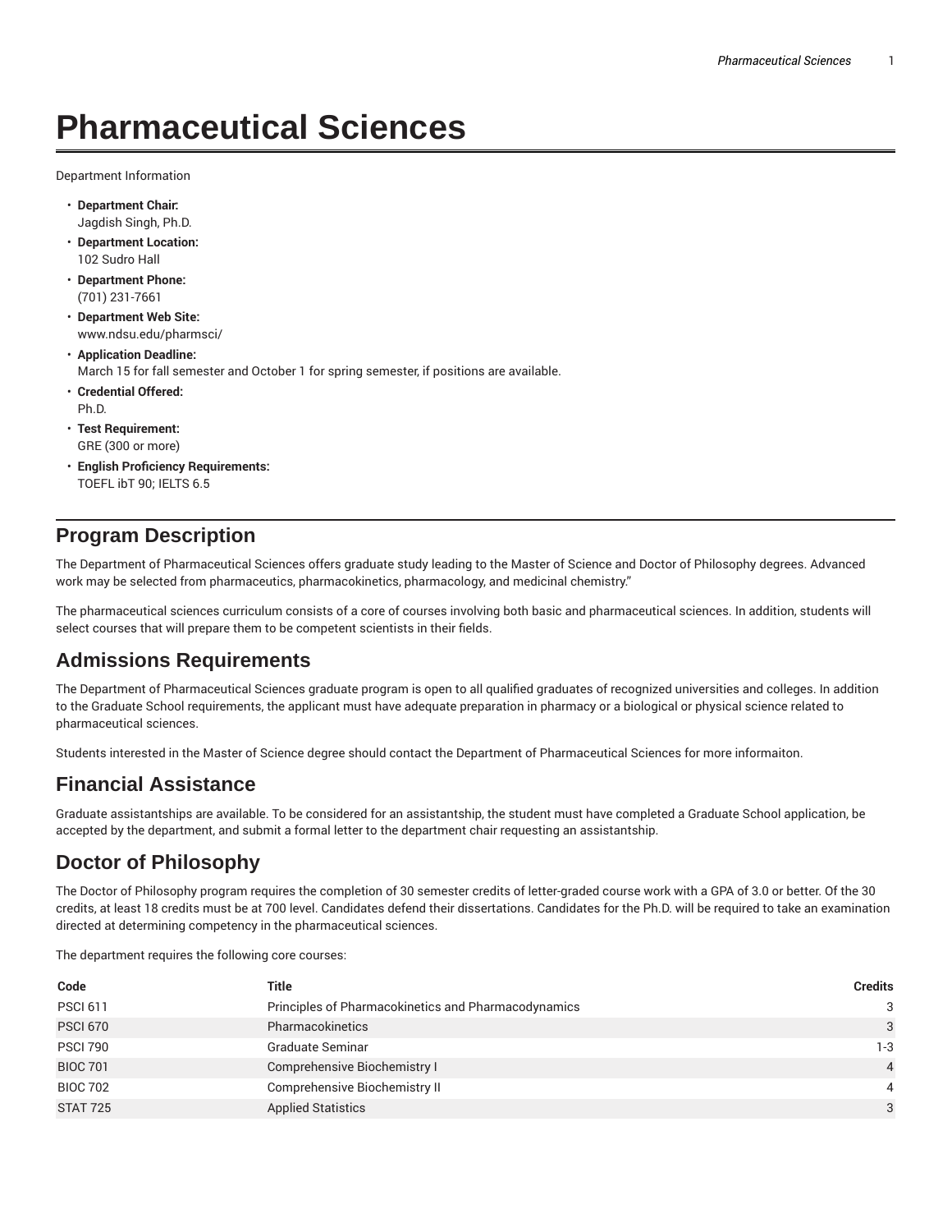# Pharmaceutical Sciences

Department Information

- **Department Chair:**
  Jagdish Singh, Ph.D.
- **Department Location:**
  102 Sudro Hall
- **Department Phone:**
  (701) 231-7661
- **Department Web Site:**
  www.ndsu.edu/pharmsci/
- **Application Deadline:**
  March 15 for fall semester and October 1 for spring semester, if positions are available.
- **Credential Offered:**
  Ph.D.
- **Test Requirement:**
  GRE (300 or more)
- **English Proficiency Requirements:**
  TOEFL ibT 90; IELTS 6.5

## Program Description

The Department of Pharmaceutical Sciences offers graduate study leading to the Master of Science and Doctor of Philosophy degrees. Advanced work may be selected from pharmaceutics, pharmacokinetics, pharmacology, and medicinal chemistry."

The pharmaceutical sciences curriculum consists of a core of courses involving both basic and pharmaceutical sciences. In addition, students will select courses that will prepare them to be competent scientists in their fields.

## Admissions Requirements

The Department of Pharmaceutical Sciences graduate program is open to all qualified graduates of recognized universities and colleges. In addition to the Graduate School requirements, the applicant must have adequate preparation in pharmacy or a biological or physical science related to pharmaceutical sciences.

Students interested in the Master of Science degree should contact the Department of Pharmaceutical Sciences for more informaiton.

## Financial Assistance

Graduate assistantships are available. To be considered for an assistantship, the student must have completed a Graduate School application, be accepted by the department, and submit a formal letter to the department chair requesting an assistantship.

## Doctor of Philosophy

The Doctor of Philosophy program requires the completion of 30 semester credits of letter-graded course work with a GPA of 3.0 or better. Of the 30 credits, at least 18 credits must be at 700 level. Candidates defend their dissertations. Candidates for the Ph.D. will be required to take an examination directed at determining competency in the pharmaceutical sciences.

The department requires the following core courses:

| Code | Title | Credits |
|---|---|---|
| PSCI 611 | Principles of Pharmacokinetics and Pharmacodynamics | 3 |
| PSCI 670 | Pharmacokinetics | 3 |
| PSCI 790 | Graduate Seminar | 1-3 |
| BIOC 701 | Comprehensive Biochemistry I | 4 |
| BIOC 702 | Comprehensive Biochemistry II | 4 |
| STAT 725 | Applied Statistics | 3 |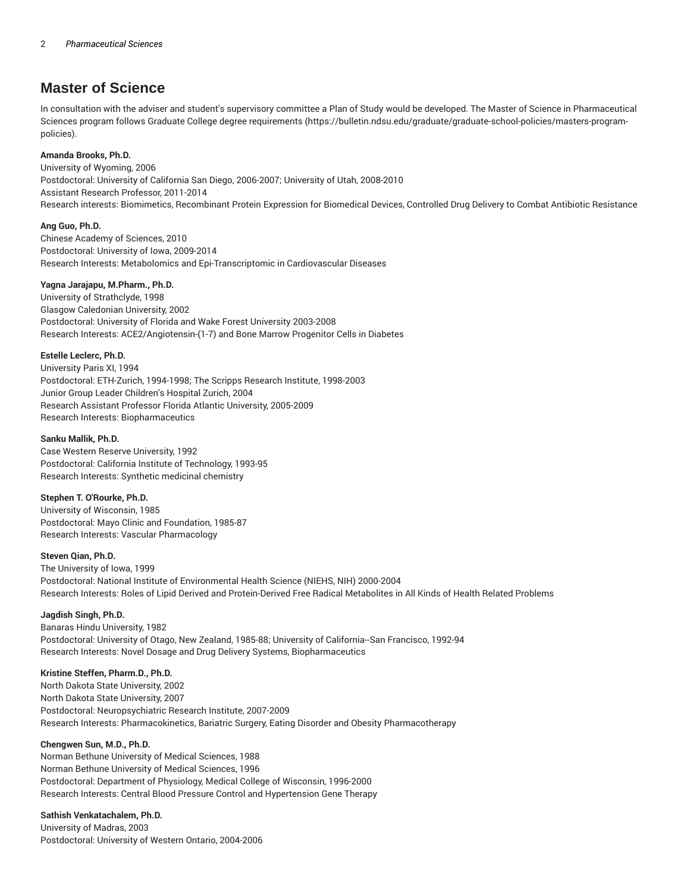## Master of Science

In consultation with the adviser and student's supervisory committee a Plan of Study would be developed. The Master of Science in Pharmaceutical Sciences program follows Graduate College degree requirements (https://bulletin.ndsu.edu/graduate/graduate-school-policies/masters-program-policies).

**Amanda Brooks, Ph.D.**
University of Wyoming, 2006
Postdoctoral: University of California San Diego, 2006-2007; University of Utah, 2008-2010
Assistant Research Professor, 2011-2014
Research interests: Biomimetics, Recombinant Protein Expression for Biomedical Devices, Controlled Drug Delivery to Combat Antibiotic Resistance

**Ang Guo, Ph.D.**
Chinese Academy of Sciences, 2010
Postdoctoral: University of Iowa, 2009-2014
Research Interests: Metabolomics and Epi-Transcriptomic in Cardiovascular Diseases

**Yagna Jarajapu, M.Pharm., Ph.D.**
University of Strathclyde, 1998
Glasgow Caledonian University, 2002
Postdoctoral: University of Florida and Wake Forest University 2003-2008
Research Interests: ACE2/Angiotensin-(1-7) and Bone Marrow Progenitor Cells in Diabetes

**Estelle Leclerc, Ph.D.**
University Paris XI, 1994
Postdoctoral: ETH-Zurich, 1994-1998; The Scripps Research Institute, 1998-2003
Junior Group Leader Children's Hospital Zurich, 2004
Research Assistant Professor Florida Atlantic University, 2005-2009
Research Interests: Biopharmaceutics

**Sanku Mallik, Ph.D.**
Case Western Reserve University, 1992
Postdoctoral: California Institute of Technology, 1993-95
Research Interests: Synthetic medicinal chemistry

**Stephen T. O'Rourke, Ph.D.**
University of Wisconsin, 1985
Postdoctoral: Mayo Clinic and Foundation, 1985-87
Research Interests: Vascular Pharmacology

**Steven Qian, Ph.D.**
The University of Iowa, 1999
Postdoctoral: National Institute of Environmental Health Science (NIEHS, NIH) 2000-2004
Research Interests: Roles of Lipid Derived and Protein-Derived Free Radical Metabolites in All Kinds of Health Related Problems

**Jagdish Singh, Ph.D.**
Banaras Hindu University, 1982
Postdoctoral: University of Otago, New Zealand, 1985-88; University of California--San Francisco, 1992-94
Research Interests: Novel Dosage and Drug Delivery Systems, Biopharmaceutics

**Kristine Steffen, Pharm.D., Ph.D.**
North Dakota State University, 2002
North Dakota State University, 2007
Postdoctoral: Neuropsychiatric Research Institute, 2007-2009
Research Interests: Pharmacokinetics, Bariatric Surgery, Eating Disorder and Obesity Pharmacotherapy

**Chengwen Sun, M.D., Ph.D.**
Norman Bethune University of Medical Sciences, 1988
Norman Bethune University of Medical Sciences, 1996
Postdoctoral: Department of Physiology, Medical College of Wisconsin, 1996-2000
Research Interests: Central Blood Pressure Control and Hypertension Gene Therapy

**Sathish Venkatachalem, Ph.D.**
University of Madras, 2003
Postdoctoral: University of Western Ontario, 2004-2006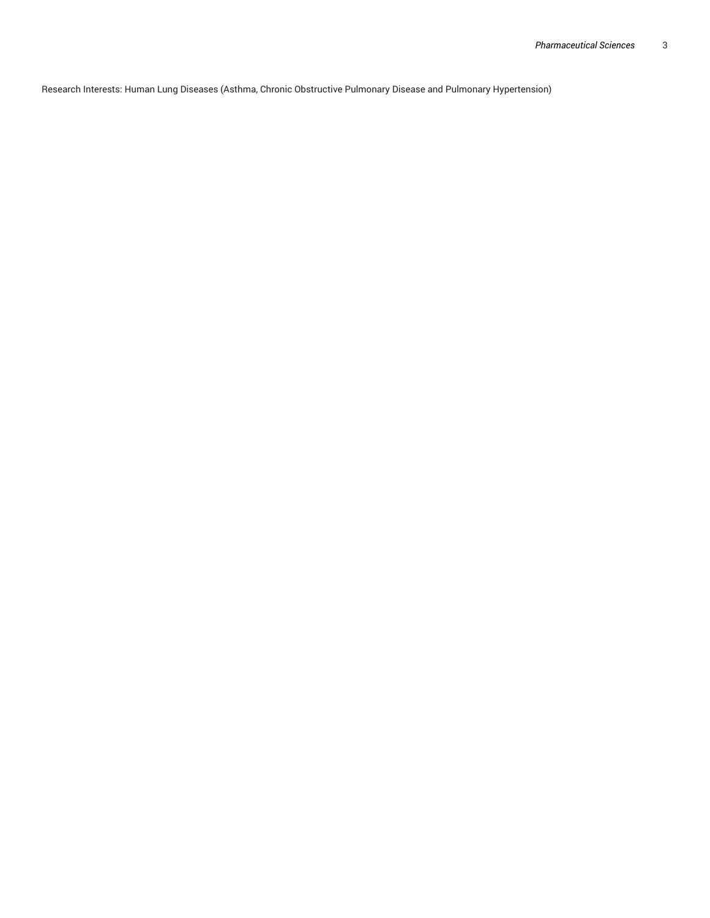Research Interests: Human Lung Diseases (Asthma, Chronic Obstructive Pulmonary Disease and Pulmonary Hypertension)